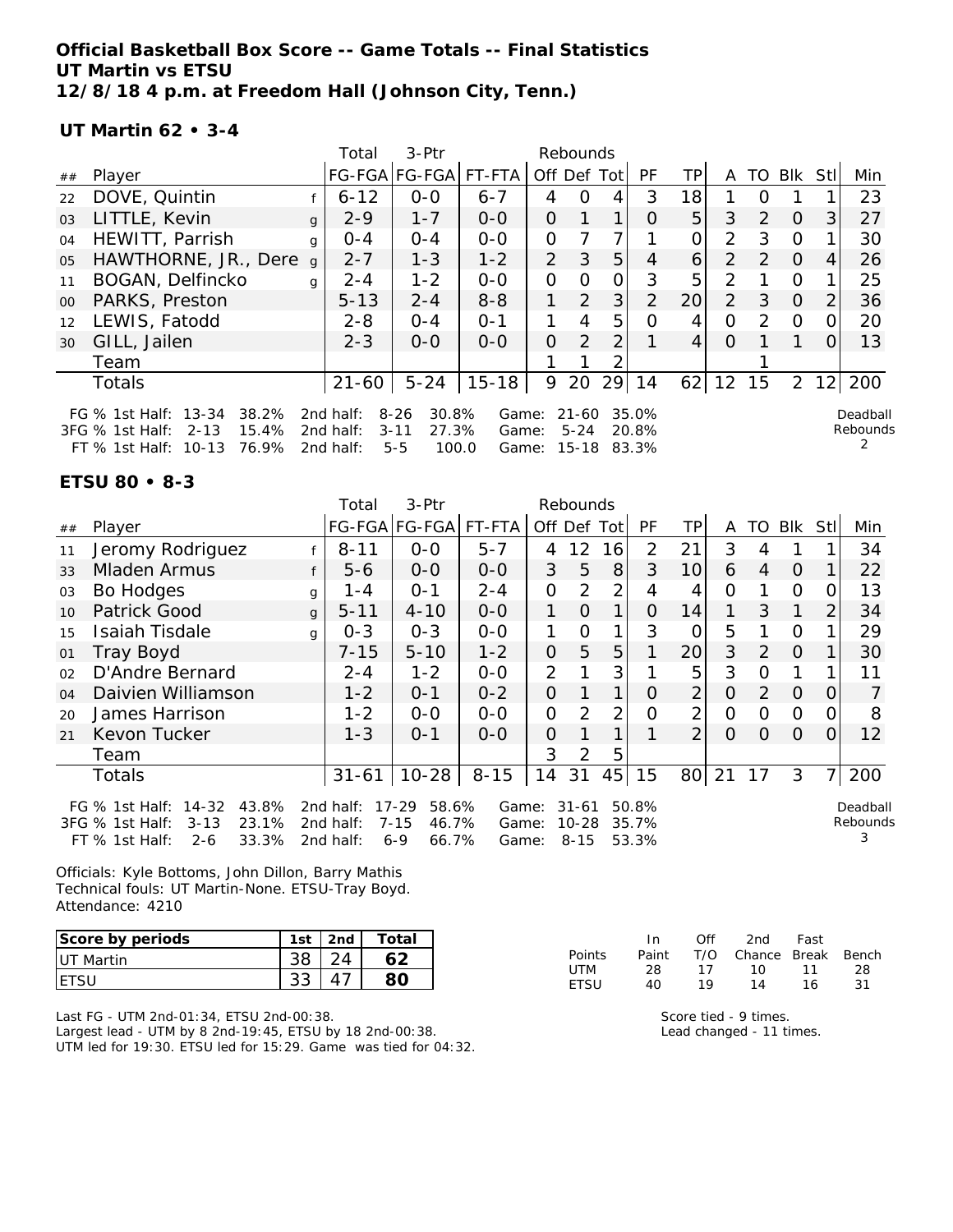# Official Basketball Box Score -- Game Totals -- Final Statistics
**UT Martin vs ETSU**
**12/8/18 4 p.m. at Freedom Hall (Johnson City, Tenn.)**

## UT Martin 62 • 3-4

| ## | Player | | Total FG-FGA | 3-Ptr FG-FGA | FT-FTA | Rebounds Off | Def | Tot | PF | TP | A | TO | Blk | Stl | Min |
|---|---|---|---|---|---|---|---|---|---|---|---|---|---|---|---|
| 22 | DOVE, Quintin | f | 6-12 | 0-0 | 6-7 | 4 | 0 | 4 | 3 | 18 | 1 | 0 | 1 | 1 | 23 |
| 03 | LITTLE, Kevin | g | 2-9 | 1-7 | 0-0 | 0 | 1 | 1 | 0 | 5 | 3 | 2 | 0 | 3 | 27 |
| 04 | HEWITT, Parrish | g | 0-4 | 0-4 | 0-0 | 0 | 7 | 7 | 1 | 0 | 2 | 3 | 0 | 1 | 30 |
| 05 | HAWTHORNE, JR., Dere | g | 2-7 | 1-3 | 1-2 | 2 | 3 | 5 | 4 | 6 | 2 | 2 | 0 | 4 | 26 |
| 11 | BOGAN, Delfincko | g | 2-4 | 1-2 | 0-0 | 0 | 0 | 0 | 3 | 5 | 2 | 1 | 0 | 1 | 25 |
| 00 | PARKS, Preston | | 5-13 | 2-4 | 8-8 | 1 | 2 | 3 | 2 | 20 | 2 | 3 | 0 | 2 | 36 |
| 12 | LEWIS, Fatodd | | 2-8 | 0-4 | 0-1 | 1 | 4 | 5 | 0 | 4 | 0 | 2 | 0 | 0 | 20 |
| 30 | GILL, Jailen | | 2-3 | 0-0 | 0-0 | 0 | 2 | 2 | 1 | 4 | 0 | 1 | 1 | 0 | 13 |
| | Team | | | | | 1 | 1 | 2 | | | | 1 | | | |
| | Totals | | 21-60 | 5-24 | 15-18 | 9 | 20 | 29 | 14 | 62 | 12 | 15 | 2 | 12 | 200 |

FG % 1st Half: 13-34 38.2% 2nd half: 8-26 30.8% Game: 21-60 35.0%
3FG % 1st Half: 2-13 15.4% 2nd half: 3-11 27.3% Game: 5-24 20.8%
FT % 1st Half: 10-13 76.9% 2nd half: 5-5 100.0 Game: 15-18 83.3%

Deadball Rebounds 2

## ETSU 80 • 8-3

| ## | Player | | Total FG-FGA | 3-Ptr FG-FGA | FT-FTA | Rebounds Off | Def | Tot | PF | TP | A | TO | Blk | Stl | Min |
|---|---|---|---|---|---|---|---|---|---|---|---|---|---|---|---|
| 11 | Jeromy Rodriguez | f | 8-11 | 0-0 | 5-7 | 4 | 12 | 16 | 2 | 21 | 3 | 4 | 1 | 1 | 34 |
| 33 | Mladen Armus | f | 5-6 | 0-0 | 0-0 | 3 | 5 | 8 | 3 | 10 | 6 | 4 | 0 | 1 | 22 |
| 03 | Bo Hodges | g | 1-4 | 0-1 | 2-4 | 0 | 2 | 2 | 4 | 4 | 0 | 1 | 0 | 0 | 13 |
| 10 | Patrick Good | g | 5-11 | 4-10 | 0-0 | 1 | 0 | 1 | 0 | 14 | 1 | 3 | 1 | 2 | 34 |
| 15 | Isaiah Tisdale | g | 0-3 | 0-3 | 0-0 | 1 | 0 | 1 | 3 | 0 | 5 | 1 | 0 | 1 | 29 |
| 01 | Tray Boyd | | 7-15 | 5-10 | 1-2 | 0 | 5 | 5 | 1 | 20 | 3 | 2 | 0 | 1 | 30 |
| 02 | D'Andre Bernard | | 2-4 | 1-2 | 0-0 | 2 | 1 | 3 | 1 | 5 | 3 | 0 | 1 | 1 | 11 |
| 04 | Daivien Williamson | | 1-2 | 0-1 | 0-2 | 0 | 1 | 1 | 0 | 2 | 0 | 2 | 0 | 0 | 7 |
| 20 | James Harrison | | 1-2 | 0-0 | 0-0 | 0 | 2 | 2 | 0 | 2 | 0 | 0 | 0 | 0 | 8 |
| 21 | Kevon Tucker | | 1-3 | 0-1 | 0-0 | 0 | 1 | 1 | 1 | 2 | 0 | 0 | 0 | 0 | 12 |
| | Team | | | | | 3 | 2 | 5 | | | | | | | |
| | Totals | | 31-61 | 10-28 | 8-15 | 14 | 31 | 45 | 15 | 80 | 21 | 17 | 3 | 7 | 200 |

FG % 1st Half: 14-32 43.8% 2nd half: 17-29 58.6% Game: 31-61 50.8%
3FG % 1st Half: 3-13 23.1% 2nd half: 7-15 46.7% Game: 10-28 35.7%
FT % 1st Half: 2-6 33.3% 2nd half: 6-9 66.7% Game: 8-15 53.3%

Deadball Rebounds 3

Officials: Kyle Bottoms, John Dillon, Barry Mathis
Technical fouls: UT Martin-None. ETSU-Tray Boyd.
Attendance: 4210

| Score by periods | 1st | 2nd | Total |
|---|---|---|---|
| UT Martin | 38 | 24 | 62 |
| ETSU | 33 | 47 | 80 |

| Points | In Paint | Off T/O | 2nd Chance | Fast Break | Bench |
|---|---|---|---|---|---|
| UTM | 28 | 17 | 10 | 11 | 28 |
| ETSU | 40 | 19 | 14 | 16 | 31 |

Last FG - UTM 2nd-01:34, ETSU 2nd-00:38.
Largest lead - UTM by 8 2nd-19:45, ETSU by 18 2nd-00:38.
UTM led for 19:30. ETSU led for 15:29. Game was tied for 04:32.

Score tied - 9 times.
Lead changed - 11 times.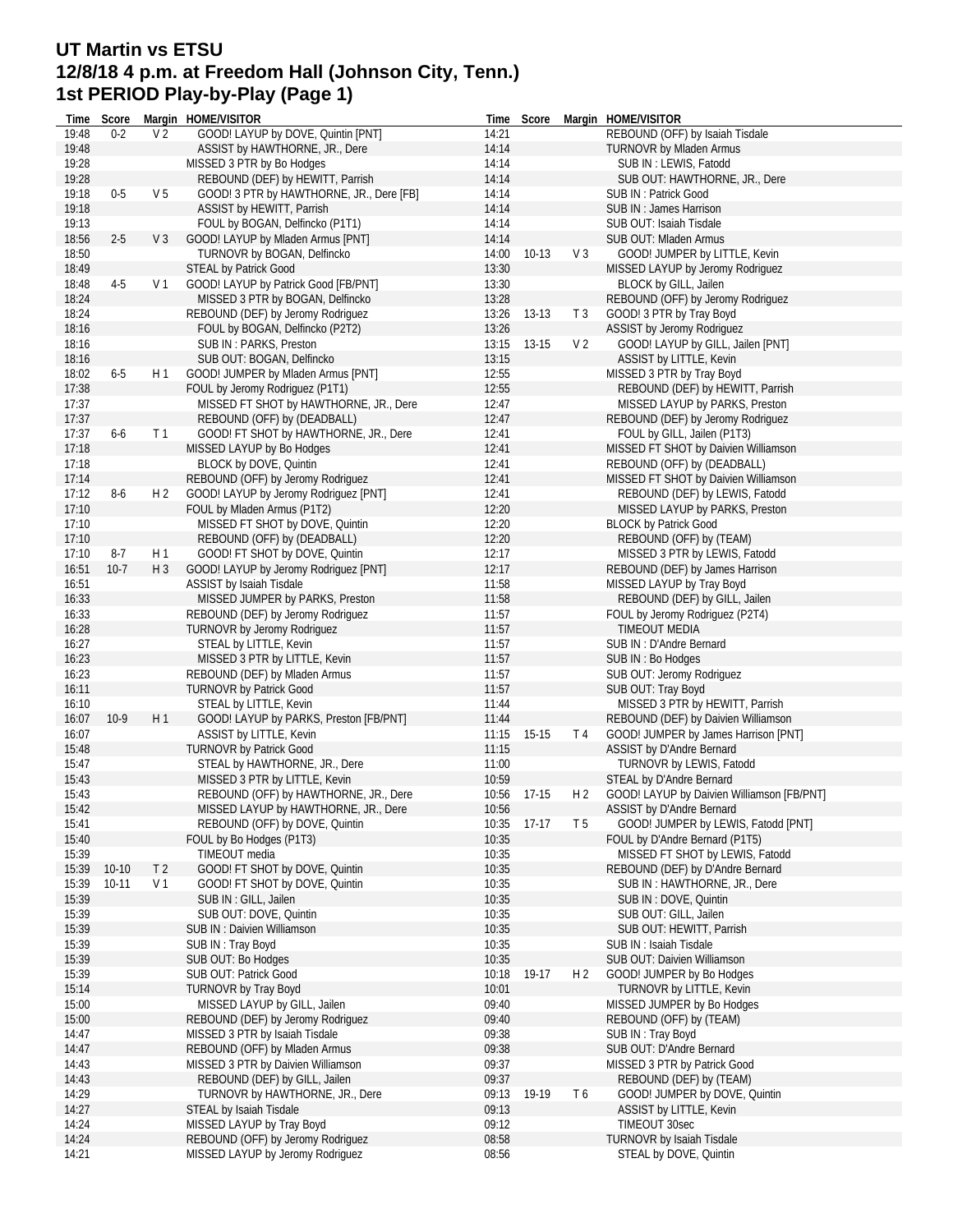# UT Martin vs ETSU
# 12/8/18 4 p.m. at Freedom Hall (Johnson City, Tenn.)
# 1st PERIOD Play-by-Play (Page 1)

| Time | Score | Margin | HOME/VISITOR |
|---|---|---|---|
| 19:48 | 0-2 | V 2 | GOOD! LAYUP by DOVE, Quintin [PNT] |
| 19:48 | | | ASSIST by HAWTHORNE, JR., Dere |
| 19:28 | | | MISSED 3 PTR by Bo Hodges |
| 19:28 | | | REBOUND (DEF) by HEWITT, Parrish |
| 19:18 | 0-5 | V 5 | GOOD! 3 PTR by HAWTHORNE, JR., Dere [FB] |
| 19:18 | | | ASSIST by HEWITT, Parrish |
| 19:13 | | | FOUL by BOGAN, Delfincko (P1T1) |
| 18:56 | 2-5 | V 3 | GOOD! LAYUP by Mladen Armus [PNT] |
| 18:50 | | | TURNOVR by BOGAN, Delfincko |
| 18:49 | | | STEAL by Patrick Good |
| 18:48 | 4-5 | V 1 | GOOD! LAYUP by Patrick Good [FB/PNT] |
| 18:24 | | | MISSED 3 PTR by BOGAN, Delfincko |
| 18:24 | | | REBOUND (DEF) by Jeromy Rodriguez |
| 18:16 | | | FOUL by BOGAN, Delfincko (P2T2) |
| 18:16 | | | SUB IN : PARKS, Preston |
| 18:16 | | | SUB OUT: BOGAN, Delfincko |
| 18:02 | 6-5 | H 1 | GOOD! JUMPER by Mladen Armus [PNT] |
| 17:38 | | | FOUL by Jeromy Rodriguez (P1T1) |
| 17:37 | | | MISSED FT SHOT by HAWTHORNE, JR., Dere |
| 17:37 | | | REBOUND (OFF) by (DEADBALL) |
| 17:37 | 6-6 | T 1 | GOOD! FT SHOT by HAWTHORNE, JR., Dere |
| 17:18 | | | MISSED LAYUP by Bo Hodges |
| 17:18 | | | BLOCK by DOVE, Quintin |
| 17:14 | | | REBOUND (OFF) by Jeromy Rodriguez |
| 17:12 | 8-6 | H 2 | GOOD! LAYUP by Jeromy Rodriguez [PNT] |
| 17:10 | | | FOUL by Mladen Armus (P1T2) |
| 17:10 | | | MISSED FT SHOT by DOVE, Quintin |
| 17:10 | | | REBOUND (OFF) by (DEADBALL) |
| 17:10 | 8-7 | H 1 | GOOD! FT SHOT by DOVE, Quintin |
| 16:51 | 10-7 | H 3 | GOOD! LAYUP by Jeromy Rodriguez [PNT] |
| 16:51 | | | ASSIST by Isaiah Tisdale |
| 16:33 | | | MISSED JUMPER by PARKS, Preston |
| 16:33 | | | REBOUND (DEF) by Jeromy Rodriguez |
| 16:28 | | | TURNOVR by Jeromy Rodriguez |
| 16:27 | | | STEAL by LITTLE, Kevin |
| 16:23 | | | MISSED 3 PTR by LITTLE, Kevin |
| 16:23 | | | REBOUND (DEF) by Mladen Armus |
| 16:11 | | | TURNOVR by Patrick Good |
| 16:10 | | | STEAL by LITTLE, Kevin |
| 16:07 | 10-9 | H 1 | GOOD! LAYUP by PARKS, Preston [FB/PNT] |
| 16:07 | | | ASSIST by LITTLE, Kevin |
| 15:48 | | | TURNOVR by Patrick Good |
| 15:47 | | | STEAL by HAWTHORNE, JR., Dere |
| 15:43 | | | MISSED 3 PTR by LITTLE, Kevin |
| 15:43 | | | REBOUND (OFF) by HAWTHORNE, JR., Dere |
| 15:42 | | | MISSED LAYUP by HAWTHORNE, JR., Dere |
| 15:41 | | | REBOUND (OFF) by DOVE, Quintin |
| 15:40 | | | FOUL by Bo Hodges (P1T3) |
| 15:39 | | | TIMEOUT media |
| 15:39 | 10-10 | T 2 | GOOD! FT SHOT by DOVE, Quintin |
| 15:39 | 10-11 | V 1 | GOOD! FT SHOT by DOVE, Quintin |
| 15:39 | | | SUB IN : GILL, Jailen |
| 15:39 | | | SUB OUT: DOVE, Quintin |
| 15:39 | | | SUB IN : Daivien Williamson |
| 15:39 | | | SUB IN : Tray Boyd |
| 15:39 | | | SUB OUT: Bo Hodges |
| 15:39 | | | SUB OUT: Patrick Good |
| 15:14 | | | TURNOVR by Tray Boyd |
| 15:00 | | | MISSED LAYUP by GILL, Jailen |
| 15:00 | | | REBOUND (DEF) by Jeromy Rodriguez |
| 14:47 | | | MISSED 3 PTR by Isaiah Tisdale |
| 14:47 | | | REBOUND (OFF) by Mladen Armus |
| 14:43 | | | MISSED 3 PTR by Daivien Williamson |
| 14:43 | | | REBOUND (DEF) by GILL, Jailen |
| 14:29 | | | TURNOVR by HAWTHORNE, JR., Dere |
| 14:27 | | | STEAL by Isaiah Tisdale |
| 14:24 | | | MISSED LAYUP by Tray Boyd |
| 14:24 | | | REBOUND (OFF) by Jeromy Rodriguez |
| 14:21 | | | MISSED LAYUP by Jeromy Rodriguez |
| 14:21 | | | REBOUND (OFF) by Isaiah Tisdale |
| 14:14 | | | TURNOVR by Mladen Armus |
| 14:14 | | | SUB IN : LEWIS, Fatodd |
| 14:14 | | | SUB OUT: HAWTHORNE, JR., Dere |
| 14:14 | | | SUB IN : Patrick Good |
| 14:14 | | | SUB IN : James Harrison |
| 14:14 | | | SUB OUT: Isaiah Tisdale |
| 14:14 | | | SUB OUT: Mladen Armus |
| 14:00 | 10-13 | V 3 | GOOD! JUMPER by LITTLE, Kevin |
| 13:30 | | | MISSED LAYUP by Jeromy Rodriguez |
| 13:30 | | | BLOCK by GILL, Jailen |
| 13:28 | | | REBOUND (OFF) by Jeromy Rodriguez |
| 13:26 | 13-13 | T 3 | GOOD! 3 PTR by Tray Boyd |
| 13:26 | | | ASSIST by Jeromy Rodriguez |
| 13:15 | 13-15 | V 2 | GOOD! LAYUP by GILL, Jailen [PNT] |
| 13:15 | | | ASSIST by LITTLE, Kevin |
| 12:55 | | | MISSED 3 PTR by Tray Boyd |
| 12:55 | | | REBOUND (DEF) by HEWITT, Parrish |
| 12:47 | | | MISSED LAYUP by PARKS, Preston |
| 12:47 | | | REBOUND (DEF) by Jeromy Rodriguez |
| 12:41 | | | FOUL by GILL, Jailen (P1T3) |
| 12:41 | | | MISSED FT SHOT by Daivien Williamson |
| 12:41 | | | REBOUND (OFF) by (DEADBALL) |
| 12:41 | | | MISSED FT SHOT by Daivien Williamson |
| 12:41 | | | REBOUND (DEF) by LEWIS, Fatodd |
| 12:20 | | | MISSED LAYUP by PARKS, Preston |
| 12:20 | | | BLOCK by Patrick Good |
| 12:20 | | | REBOUND (OFF) by (TEAM) |
| 12:17 | | | MISSED 3 PTR by LEWIS, Fatodd |
| 12:17 | | | REBOUND (DEF) by James Harrison |
| 11:58 | | | MISSED LAYUP by Tray Boyd |
| 11:58 | | | REBOUND (DEF) by GILL, Jailen |
| 11:57 | | | FOUL by Jeromy Rodriguez (P2T4) |
| 11:57 | | | TIMEOUT MEDIA |
| 11:57 | | | SUB IN : D'Andre Bernard |
| 11:57 | | | SUB IN : Bo Hodges |
| 11:57 | | | SUB OUT: Jeromy Rodriguez |
| 11:57 | | | SUB OUT: Tray Boyd |
| 11:44 | | | MISSED 3 PTR by HEWITT, Parrish |
| 11:44 | | | REBOUND (DEF) by Daivien Williamson |
| 11:15 | 15-15 | T 4 | GOOD! JUMPER by James Harrison [PNT] |
| 11:15 | | | ASSIST by D'Andre Bernard |
| 11:00 | | | TURNOVR by LEWIS, Fatodd |
| 10:59 | | | STEAL by D'Andre Bernard |
| 10:56 | 17-15 | H 2 | GOOD! LAYUP by Daivien Williamson [FB/PNT] |
| 10:56 | | | ASSIST by D'Andre Bernard |
| 10:35 | 17-17 | T 5 | GOOD! JUMPER by LEWIS, Fatodd [PNT] |
| 10:35 | | | FOUL by D'Andre Bernard (P1T5) |
| 10:35 | | | MISSED FT SHOT by LEWIS, Fatodd |
| 10:35 | | | REBOUND (DEF) by D'Andre Bernard |
| 10:35 | | | SUB IN : HAWTHORNE, JR., Dere |
| 10:35 | | | SUB IN : DOVE, Quintin |
| 10:35 | | | SUB OUT: GILL, Jailen |
| 10:35 | | | SUB OUT: HEWITT, Parrish |
| 10:35 | | | SUB IN : Isaiah Tisdale |
| 10:35 | | | SUB OUT: Daivien Williamson |
| 10:18 | 19-17 | H 2 | GOOD! JUMPER by Bo Hodges |
| 10:01 | | | TURNOVR by LITTLE, Kevin |
| 09:40 | | | MISSED JUMPER by Bo Hodges |
| 09:40 | | | REBOUND (OFF) by (TEAM) |
| 09:38 | | | SUB IN : Tray Boyd |
| 09:38 | | | SUB OUT: D'Andre Bernard |
| 09:37 | | | MISSED 3 PTR by Patrick Good |
| 09:37 | | | REBOUND (DEF) by (TEAM) |
| 09:13 | 19-19 | T 6 | GOOD! JUMPER by DOVE, Quintin |
| 09:13 | | | ASSIST by LITTLE, Kevin |
| 09:12 | | | TIMEOUT 30sec |
| 08:58 | | | TURNOVR by Isaiah Tisdale |
| 08:56 | | | STEAL by DOVE, Quintin |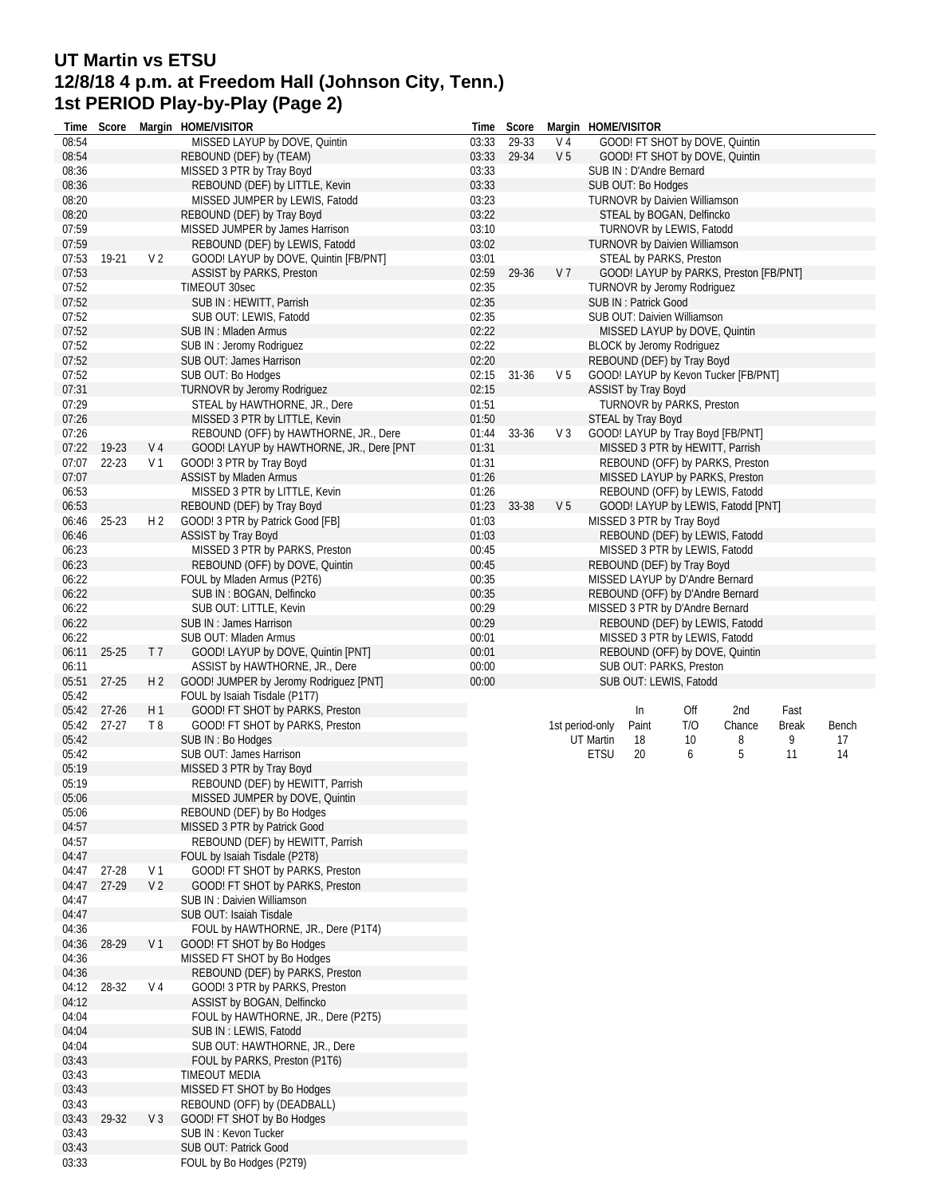# UT Martin vs ETSU
## 12/8/18 4 p.m. at Freedom Hall (Johnson City, Tenn.)
## 1st PERIOD Play-by-Play (Page 2)

| Time | Score | Margin | HOME/VISITOR |
|---|---|---|---|
| 08:54 | | | MISSED LAYUP by DOVE, Quintin |
| 08:54 | | | REBOUND (DEF) by (TEAM) |
| 08:36 | | | MISSED 3 PTR by Tray Boyd |
| 08:36 | | | REBOUND (DEF) by LITTLE, Kevin |
| 08:20 | | | MISSED JUMPER by LEWIS, Fatodd |
| 08:20 | | | REBOUND (DEF) by Tray Boyd |
| 07:59 | | | MISSED JUMPER by James Harrison |
| 07:59 | | | REBOUND (DEF) by LEWIS, Fatodd |
| 07:53 | 19-21 | V 2 | GOOD! LAYUP by DOVE, Quintin [FB/PNT] |
| 07:53 | | | ASSIST by PARKS, Preston |
| 07:52 | | | TIMEOUT 30sec |
| 07:52 | | | SUB IN : HEWITT, Parrish |
| 07:52 | | | SUB OUT: LEWIS, Fatodd |
| 07:52 | | | SUB IN : Mladen Armus |
| 07:52 | | | SUB IN : Jeromy Rodriguez |
| 07:52 | | | SUB OUT: James Harrison |
| 07:52 | | | SUB OUT: Bo Hodges |
| 07:31 | | | TURNOVR by Jeromy Rodriguez |
| 07:29 | | | STEAL by HAWTHORNE, JR., Dere |
| 07:26 | | | MISSED 3 PTR by LITTLE, Kevin |
| 07:26 | | | REBOUND (OFF) by HAWTHORNE, JR., Dere |
| 07:22 | 19-23 | V 4 | GOOD! LAYUP by HAWTHORNE, JR., Dere [PNT |
| 07:07 | 22-23 | V 1 | GOOD! 3 PTR by Tray Boyd |
| 07:07 | | | ASSIST by Mladen Armus |
| 06:53 | | | MISSED 3 PTR by LITTLE, Kevin |
| 06:53 | | | REBOUND (DEF) by Tray Boyd |
| 06:46 | 25-23 | H 2 | GOOD! 3 PTR by Patrick Good [FB] |
| 06:46 | | | ASSIST by Tray Boyd |
| 06:23 | | | MISSED 3 PTR by PARKS, Preston |
| 06:23 | | | REBOUND (OFF) by DOVE, Quintin |
| 06:22 | | | FOUL by Mladen Armus (P2T6) |
| 06:22 | | | SUB IN : BOGAN, Delfincko |
| 06:22 | | | SUB OUT: LITTLE, Kevin |
| 06:22 | | | SUB IN : James Harrison |
| 06:22 | | | SUB OUT: Mladen Armus |
| 06:11 | 25-25 | T 7 | GOOD! LAYUP by DOVE, Quintin [PNT] |
| 06:11 | | | ASSIST by HAWTHORNE, JR., Dere |
| 05:51 | 27-25 | H 2 | GOOD! JUMPER by Jeromy Rodriguez [PNT] |
| 05:42 | | | FOUL by Isaiah Tisdale (P1T7) |
| 05:42 | 27-26 | H 1 | GOOD! FT SHOT by PARKS, Preston |
| 05:42 | 27-27 | T 8 | GOOD! FT SHOT by PARKS, Preston |
| 05:42 | | | SUB IN : Bo Hodges |
| 05:42 | | | SUB OUT: James Harrison |
| 05:19 | | | MISSED 3 PTR by Tray Boyd |
| 05:19 | | | REBOUND (DEF) by HEWITT, Parrish |
| 05:06 | | | MISSED JUMPER by DOVE, Quintin |
| 05:06 | | | REBOUND (DEF) by Bo Hodges |
| 04:57 | | | MISSED 3 PTR by Patrick Good |
| 04:57 | | | REBOUND (DEF) by HEWITT, Parrish |
| 04:47 | | | FOUL by Isaiah Tisdale (P2T8) |
| 04:47 | 27-28 | V 1 | GOOD! FT SHOT by PARKS, Preston |
| 04:47 | 27-29 | V 2 | GOOD! FT SHOT by PARKS, Preston |
| 04:47 | | | SUB IN : Daivien Williamson |
| 04:47 | | | SUB OUT: Isaiah Tisdale |
| 04:36 | | | FOUL by HAWTHORNE, JR., Dere (P1T4) |
| 04:36 | 28-29 | V 1 | GOOD! FT SHOT by Bo Hodges |
| 04:36 | | | MISSED FT SHOT by Bo Hodges |
| 04:36 | | | REBOUND (DEF) by PARKS, Preston |
| 04:12 | 28-32 | V 4 | GOOD! 3 PTR by PARKS, Preston |
| 04:12 | | | ASSIST by BOGAN, Delfincko |
| 04:04 | | | FOUL by HAWTHORNE, JR., Dere (P2T5) |
| 04:04 | | | SUB IN : LEWIS, Fatodd |
| 04:04 | | | SUB OUT: HAWTHORNE, JR., Dere |
| 03:43 | | | FOUL by PARKS, Preston (P1T6) |
| 03:43 | | | TIMEOUT MEDIA |
| 03:43 | | | MISSED FT SHOT by Bo Hodges |
| 03:43 | | | REBOUND (OFF) by (DEADBALL) |
| 03:43 | 29-32 | V 3 | GOOD! FT SHOT by Bo Hodges |
| 03:43 | | | SUB IN : Kevon Tucker |
| 03:43 | | | SUB OUT: Patrick Good |
| 03:33 | | | FOUL by Bo Hodges (P2T9) |
| 03:33 | 29-33 | V 4 | GOOD! FT SHOT by DOVE, Quintin |
| 03:33 | 29-34 | V 5 | GOOD! FT SHOT by DOVE, Quintin |
| 03:33 | | | SUB IN : D'Andre Bernard |
| 03:33 | | | SUB OUT: Bo Hodges |
| 03:23 | | | TURNOVR by Daivien Williamson |
| 03:22 | | | STEAL by BOGAN, Delfincko |
| 03:10 | | | TURNOVR by LEWIS, Fatodd |
| 03:02 | | | TURNOVR by Daivien Williamson |
| 03:01 | | | STEAL by PARKS, Preston |
| 02:59 | 29-36 | V 7 | GOOD! LAYUP by PARKS, Preston [FB/PNT] |
| 02:35 | | | TURNOVR by Jeromy Rodriguez |
| 02:35 | | | SUB IN : Patrick Good |
| 02:35 | | | SUB OUT: Daivien Williamson |
| 02:22 | | | MISSED LAYUP by DOVE, Quintin |
| 02:22 | | | BLOCK by Jeromy Rodriguez |
| 02:20 | | | REBOUND (DEF) by Tray Boyd |
| 02:15 | 31-36 | V 5 | GOOD! LAYUP by Kevon Tucker [FB/PNT] |
| 02:15 | | | ASSIST by Tray Boyd |
| 01:51 | | | TURNOVR by PARKS, Preston |
| 01:50 | | | STEAL by Tray Boyd |
| 01:44 | 33-36 | V 3 | GOOD! LAYUP by Tray Boyd [FB/PNT] |
| 01:31 | | | MISSED 3 PTR by HEWITT, Parrish |
| 01:31 | | | REBOUND (OFF) by PARKS, Preston |
| 01:26 | | | MISSED LAYUP by PARKS, Preston |
| 01:26 | | | REBOUND (OFF) by LEWIS, Fatodd |
| 01:23 | 33-38 | V 5 | GOOD! LAYUP by LEWIS, Fatodd [PNT] |
| 01:03 | | | MISSED 3 PTR by Tray Boyd |
| 01:03 | | | REBOUND (DEF) by LEWIS, Fatodd |
| 00:45 | | | MISSED 3 PTR by LEWIS, Fatodd |
| 00:45 | | | REBOUND (DEF) by Tray Boyd |
| 00:35 | | | MISSED LAYUP by D'Andre Bernard |
| 00:35 | | | REBOUND (OFF) by D'Andre Bernard |
| 00:29 | | | MISSED 3 PTR by D'Andre Bernard |
| 00:29 | | | REBOUND (DEF) by LEWIS, Fatodd |
| 00:01 | | | MISSED 3 PTR by LEWIS, Fatodd |
| 00:01 | | | REBOUND (OFF) by DOVE, Quintin |
| 00:00 | | | SUB OUT: PARKS, Preston |
| 00:00 | | | SUB OUT: LEWIS, Fatodd |

| 1st period-only | In Paint | Off T/O | 2nd Chance | Fast Break | Bench |
|---|---|---|---|---|---|
| UT Martin | 18 | 10 | 8 | 9 | 17 |
| ETSU | 20 | 6 | 5 | 11 | 14 |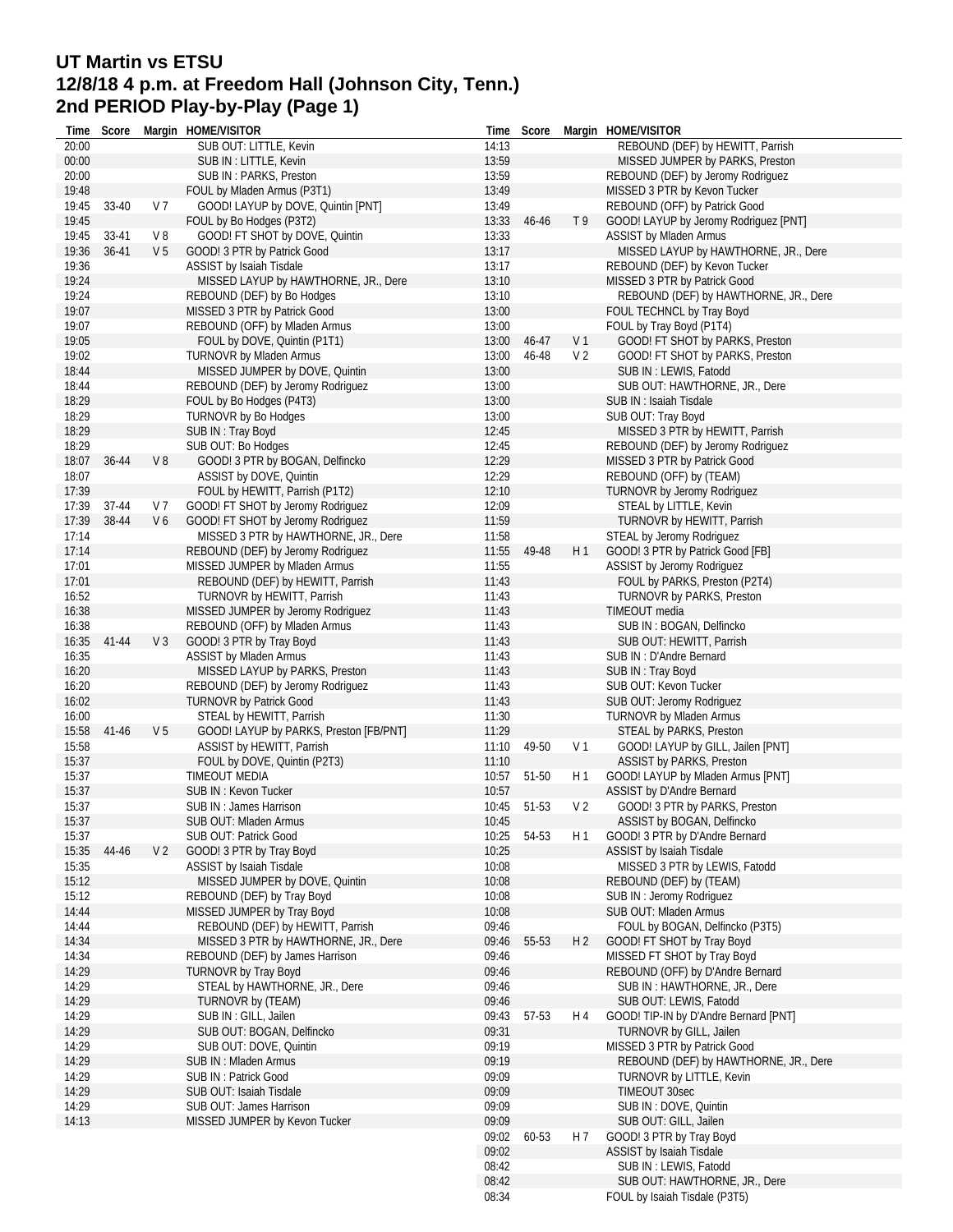# UT Martin vs ETSU
# 12/8/18 4 p.m. at Freedom Hall (Johnson City, Tenn.)
# 2nd PERIOD Play-by-Play (Page 1)

| Time | Score | Margin | HOME/VISITOR |
|---|---|---|---|
| 20:00 | | | SUB OUT: LITTLE, Kevin |
| 00:00 | | | SUB IN : LITTLE, Kevin |
| 20:00 | | | SUB IN : PARKS, Preston |
| 19:48 | | | FOUL by Mladen Armus (P3T1) |
| 19:45 | 33-40 | V 7 | GOOD! LAYUP by DOVE, Quintin [PNT] |
| 19:45 | | | FOUL by Bo Hodges (P3T2) |
| 19:45 | 33-41 | V 8 | GOOD! FT SHOT by DOVE, Quintin |
| 19:36 | 36-41 | V 5 | GOOD! 3 PTR by Patrick Good |
| 19:36 | | | ASSIST by Isaiah Tisdale |
| 19:24 | | | MISSED LAYUP by HAWTHORNE, JR., Dere |
| 19:24 | | | REBOUND (DEF) by Bo Hodges |
| 19:07 | | | MISSED 3 PTR by Patrick Good |
| 19:07 | | | REBOUND (OFF) by Mladen Armus |
| 19:05 | | | FOUL by DOVE, Quintin (P1T1) |
| 19:02 | | | TURNOVR by Mladen Armus |
| 18:44 | | | MISSED JUMPER by DOVE, Quintin |
| 18:44 | | | REBOUND (DEF) by Jeromy Rodriguez |
| 18:29 | | | FOUL by Bo Hodges (P4T3) |
| 18:29 | | | TURNOVR by Bo Hodges |
| 18:29 | | | SUB IN : Tray Boyd |
| 18:29 | | | SUB OUT: Bo Hodges |
| 18:07 | 36-44 | V 8 | GOOD! 3 PTR by BOGAN, Delfincko |
| 18:07 | | | ASSIST by DOVE, Quintin |
| 17:39 | | | FOUL by HEWITT, Parrish (P1T2) |
| 17:39 | 37-44 | V 7 | GOOD! FT SHOT by Jeromy Rodriguez |
| 17:39 | 38-44 | V 6 | GOOD! FT SHOT by Jeromy Rodriguez |
| 17:14 | | | MISSED 3 PTR by HAWTHORNE, JR., Dere |
| 17:14 | | | REBOUND (DEF) by Jeromy Rodriguez |
| 17:01 | | | MISSED JUMPER by Mladen Armus |
| 17:01 | | | REBOUND (DEF) by HEWITT, Parrish |
| 16:52 | | | TURNOVR by HEWITT, Parrish |
| 16:38 | | | MISSED JUMPER by Jeromy Rodriguez |
| 16:38 | | | REBOUND (OFF) by Mladen Armus |
| 16:35 | 41-44 | V 3 | GOOD! 3 PTR by Tray Boyd |
| 16:35 | | | ASSIST by Mladen Armus |
| 16:20 | | | MISSED LAYUP by PARKS, Preston |
| 16:20 | | | REBOUND (DEF) by Jeromy Rodriguez |
| 16:02 | | | TURNOVR by Patrick Good |
| 16:00 | | | STEAL by HEWITT, Parrish |
| 15:58 | 41-46 | V 5 | GOOD! LAYUP by PARKS, Preston [FB/PNT] |
| 15:58 | | | ASSIST by HEWITT, Parrish |
| 15:37 | | | FOUL by DOVE, Quintin (P2T3) |
| 15:37 | | | TIMEOUT MEDIA |
| 15:37 | | | SUB IN : Kevon Tucker |
| 15:37 | | | SUB IN : James Harrison |
| 15:37 | | | SUB OUT: Mladen Armus |
| 15:37 | | | SUB OUT: Patrick Good |
| 15:35 | 44-46 | V 2 | GOOD! 3 PTR by Tray Boyd |
| 15:35 | | | ASSIST by Isaiah Tisdale |
| 15:12 | | | MISSED JUMPER by DOVE, Quintin |
| 15:12 | | | REBOUND (DEF) by Tray Boyd |
| 14:44 | | | MISSED JUMPER by Tray Boyd |
| 14:44 | | | REBOUND (DEF) by HEWITT, Parrish |
| 14:34 | | | MISSED 3 PTR by HAWTHORNE, JR., Dere |
| 14:34 | | | REBOUND (DEF) by James Harrison |
| 14:29 | | | TURNOVR by Tray Boyd |
| 14:29 | | | STEAL by HAWTHORNE, JR., Dere |
| 14:29 | | | TURNOVR by (TEAM) |
| 14:29 | | | SUB IN : GILL, Jailen |
| 14:29 | | | SUB OUT: BOGAN, Delfincko |
| 14:29 | | | SUB OUT: DOVE, Quintin |
| 14:29 | | | SUB IN : Mladen Armus |
| 14:29 | | | SUB IN : Patrick Good |
| 14:29 | | | SUB OUT: Isaiah Tisdale |
| 14:29 | | | SUB OUT: James Harrison |
| 14:13 | | | MISSED JUMPER by Kevon Tucker |
| 14:13 | | | REBOUND (DEF) by HEWITT, Parrish |
| 13:59 | | | MISSED JUMPER by PARKS, Preston |
| 13:59 | | | REBOUND (DEF) by Jeromy Rodriguez |
| 13:49 | | | MISSED 3 PTR by Kevon Tucker |
| 13:49 | | | REBOUND (OFF) by Patrick Good |
| 13:33 | 46-46 | T 9 | GOOD! LAYUP by Jeromy Rodriguez [PNT] |
| 13:33 | | | ASSIST by Mladen Armus |
| 13:17 | | | MISSED LAYUP by HAWTHORNE, JR., Dere |
| 13:17 | | | REBOUND (DEF) by Kevon Tucker |
| 13:10 | | | MISSED 3 PTR by Patrick Good |
| 13:10 | | | REBOUND (DEF) by HAWTHORNE, JR., Dere |
| 13:00 | | | FOUL TECHNCL by Tray Boyd |
| 13:00 | | | FOUL by Tray Boyd (P1T4) |
| 13:00 | 46-47 | V 1 | GOOD! FT SHOT by PARKS, Preston |
| 13:00 | 46-48 | V 2 | GOOD! FT SHOT by PARKS, Preston |
| 13:00 | | | SUB IN : LEWIS, Fatodd |
| 13:00 | | | SUB OUT: HAWTHORNE, JR., Dere |
| 13:00 | | | SUB IN : Isaiah Tisdale |
| 13:00 | | | SUB OUT: Tray Boyd |
| 12:45 | | | MISSED 3 PTR by HEWITT, Parrish |
| 12:45 | | | REBOUND (DEF) by Jeromy Rodriguez |
| 12:29 | | | MISSED 3 PTR by Patrick Good |
| 12:29 | | | REBOUND (OFF) by (TEAM) |
| 12:10 | | | TURNOVR by Jeromy Rodriguez |
| 12:09 | | | STEAL by LITTLE, Kevin |
| 11:59 | | | TURNOVR by HEWITT, Parrish |
| 11:58 | | | STEAL by Jeromy Rodriguez |
| 11:55 | 49-48 | H 1 | GOOD! 3 PTR by Patrick Good [FB] |
| 11:55 | | | ASSIST by Jeromy Rodriguez |
| 11:43 | | | FOUL by PARKS, Preston (P2T4) |
| 11:43 | | | TURNOVR by PARKS, Preston |
| 11:43 | | | TIMEOUT media |
| 11:43 | | | SUB IN : BOGAN, Delfincko |
| 11:43 | | | SUB OUT: HEWITT, Parrish |
| 11:43 | | | SUB IN : D'Andre Bernard |
| 11:43 | | | SUB IN : Tray Boyd |
| 11:43 | | | SUB OUT: Kevon Tucker |
| 11:43 | | | SUB OUT: Jeromy Rodriguez |
| 11:30 | | | TURNOVR by Mladen Armus |
| 11:29 | | | STEAL by PARKS, Preston |
| 11:10 | 49-50 | V 1 | GOOD! LAYUP by GILL, Jailen [PNT] |
| 11:10 | | | ASSIST by PARKS, Preston |
| 10:57 | 51-50 | H 1 | GOOD! LAYUP by Mladen Armus [PNT] |
| 10:57 | | | ASSIST by D'Andre Bernard |
| 10:45 | 51-53 | V 2 | GOOD! 3 PTR by PARKS, Preston |
| 10:45 | | | ASSIST by BOGAN, Delfincko |
| 10:25 | 54-53 | H 1 | GOOD! 3 PTR by D'Andre Bernard |
| 10:25 | | | ASSIST by Isaiah Tisdale |
| 10:08 | | | MISSED 3 PTR by LEWIS, Fatodd |
| 10:08 | | | REBOUND (DEF) by (TEAM) |
| 10:08 | | | SUB IN : Jeromy Rodriguez |
| 10:08 | | | SUB OUT: Mladen Armus |
| 09:46 | | | FOUL by BOGAN, Delfincko (P3T5) |
| 09:46 | 55-53 | H 2 | GOOD! FT SHOT by Tray Boyd |
| 09:46 | | | MISSED FT SHOT by Tray Boyd |
| 09:46 | | | REBOUND (OFF) by D'Andre Bernard |
| 09:46 | | | SUB IN : HAWTHORNE, JR., Dere |
| 09:46 | | | SUB OUT: LEWIS, Fatodd |
| 09:43 | 57-53 | H 4 | GOOD! TIP-IN by D'Andre Bernard [PNT] |
| 09:31 | | | TURNOVR by GILL, Jailen |
| 09:19 | | | MISSED 3 PTR by Patrick Good |
| 09:19 | | | REBOUND (DEF) by HAWTHORNE, JR., Dere |
| 09:09 | | | TURNOVR by LITTLE, Kevin |
| 09:09 | | | TIMEOUT 30sec |
| 09:09 | | | SUB IN : DOVE, Quintin |
| 09:09 | | | SUB OUT: GILL, Jailen |
| 09:02 | 60-53 | H 7 | GOOD! 3 PTR by Tray Boyd |
| 09:02 | | | ASSIST by Isaiah Tisdale |
| 08:42 | | | SUB IN : LEWIS, Fatodd |
| 08:42 | | | SUB OUT: HAWTHORNE, JR., Dere |
| 08:34 | | | FOUL by Isaiah Tisdale (P3T5) |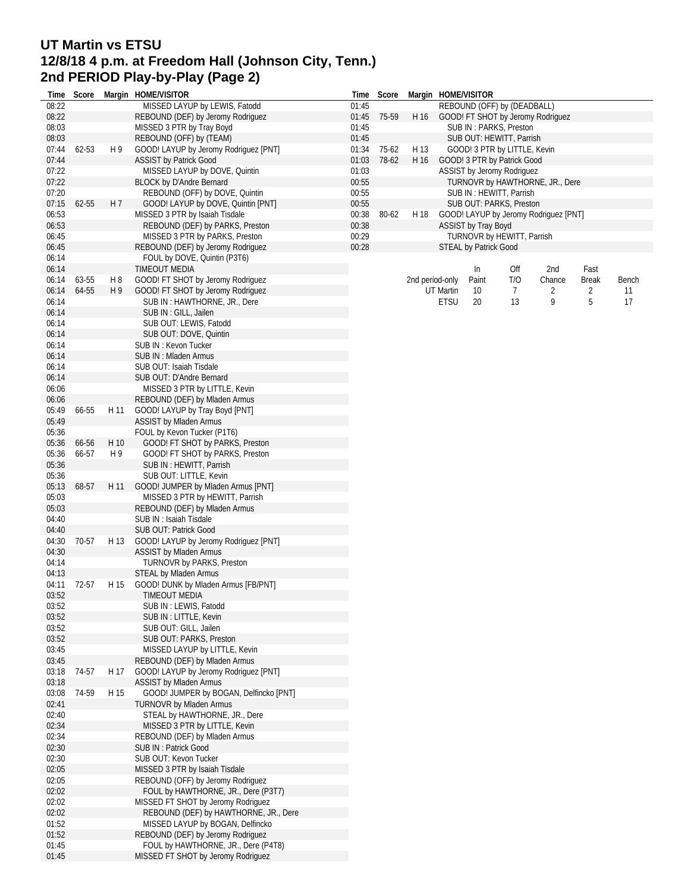# UT Martin vs ETSU
## 12/8/18 4 p.m. at Freedom Hall (Johnson City, Tenn.)
## 2nd PERIOD Play-by-Play (Page 2)

| Time | Score | Margin | HOME/VISITOR |
|---|---|---|---|
| 08:22 | | | MISSED LAYUP by LEWIS, Fatodd |
| 08:22 | | | REBOUND (DEF) by Jeromy Rodriguez |
| 08:03 | | | MISSED 3 PTR by Tray Boyd |
| 08:03 | | | REBOUND (OFF) by (TEAM) |
| 07:44 | 62-53 | H 9 | GOOD! LAYUP by Jeromy Rodriguez [PNT] |
| 07:44 | | | ASSIST by Patrick Good |
| 07:22 | | | MISSED LAYUP by DOVE, Quintin |
| 07:22 | | | BLOCK by D'Andre Bernard |
| 07:20 | | | REBOUND (OFF) by DOVE, Quintin |
| 07:15 | 62-55 | H 7 | GOOD! LAYUP by DOVE, Quintin [PNT] |
| 06:53 | | | MISSED 3 PTR by Isaiah Tisdale |
| 06:53 | | | REBOUND (DEF) by PARKS, Preston |
| 06:45 | | | MISSED 3 PTR by PARKS, Preston |
| 06:45 | | | REBOUND (DEF) by Jeromy Rodriguez |
| 06:14 | | | FOUL by DOVE, Quintin (P3T6) |
| 06:14 | | | TIMEOUT MEDIA |
| 06:14 | 63-55 | H 8 | GOOD! FT SHOT by Jeromy Rodriguez |
| 06:14 | 64-55 | H 9 | GOOD! FT SHOT by Jeromy Rodriguez |
| 06:14 | | | SUB IN : HAWTHORNE, JR., Dere |
| 06:14 | | | SUB IN : GILL, Jailen |
| 06:14 | | | SUB OUT: LEWIS, Fatodd |
| 06:14 | | | SUB OUT: DOVE, Quintin |
| 06:14 | | | SUB IN : Kevon Tucker |
| 06:14 | | | SUB IN : Mladen Armus |
| 06:14 | | | SUB OUT: Isaiah Tisdale |
| 06:14 | | | SUB OUT: D'Andre Bernard |
| 06:06 | | | MISSED 3 PTR by LITTLE, Kevin |
| 06:06 | | | REBOUND (DEF) by Mladen Armus |
| 05:49 | 66-55 | H 11 | GOOD! LAYUP by Tray Boyd [PNT] |
| 05:49 | | | ASSIST by Mladen Armus |
| 05:36 | | | FOUL by Kevon Tucker (P1T6) |
| 05:36 | 66-56 | H 10 | GOOD! FT SHOT by PARKS, Preston |
| 05:36 | 66-57 | H 9 | GOOD! FT SHOT by PARKS, Preston |
| 05:36 | | | SUB IN : HEWITT, Parrish |
| 05:36 | | | SUB OUT: LITTLE, Kevin |
| 05:13 | 68-57 | H 11 | GOOD! JUMPER by Mladen Armus [PNT] |
| 05:03 | | | MISSED 3 PTR by HEWITT, Parrish |
| 05:03 | | | REBOUND (DEF) by Mladen Armus |
| 04:40 | | | SUB IN : Isaiah Tisdale |
| 04:40 | | | SUB OUT: Patrick Good |
| 04:30 | 70-57 | H 13 | GOOD! LAYUP by Jeromy Rodriguez [PNT] |
| 04:30 | | | ASSIST by Mladen Armus |
| 04:14 | | | TURNOVR by PARKS, Preston |
| 04:13 | | | STEAL by Mladen Armus |
| 04:11 | 72-57 | H 15 | GOOD! DUNK by Mladen Armus [FB/PNT] |
| 03:52 | | | TIMEOUT MEDIA |
| 03:52 | | | SUB IN : LEWIS, Fatodd |
| 03:52 | | | SUB IN : LITTLE, Kevin |
| 03:52 | | | SUB OUT: GILL, Jailen |
| 03:52 | | | SUB OUT: PARKS, Preston |
| 03:45 | | | MISSED LAYUP by LITTLE, Kevin |
| 03:45 | | | REBOUND (DEF) by Mladen Armus |
| 03:18 | 74-57 | H 17 | GOOD! LAYUP by Jeromy Rodriguez [PNT] |
| 03:18 | | | ASSIST by Mladen Armus |
| 03:08 | 74-59 | H 15 | GOOD! JUMPER by BOGAN, Delfincko [PNT] |
| 02:41 | | | TURNOVR by Mladen Armus |
| 02:40 | | | STEAL by HAWTHORNE, JR., Dere |
| 02:34 | | | MISSED 3 PTR by LITTLE, Kevin |
| 02:34 | | | REBOUND (DEF) by Mladen Armus |
| 02:30 | | | SUB IN : Patrick Good |
| 02:30 | | | SUB OUT: Kevon Tucker |
| 02:05 | | | MISSED 3 PTR by Isaiah Tisdale |
| 02:05 | | | REBOUND (OFF) by Jeromy Rodriguez |
| 02:02 | | | FOUL by HAWTHORNE, JR., Dere (P3T7) |
| 02:02 | | | MISSED FT SHOT by Jeromy Rodriguez |
| 02:02 | | | REBOUND (DEF) by HAWTHORNE, JR., Dere |
| 01:52 | | | MISSED LAYUP by BOGAN, Delfincko |
| 01:52 | | | REBOUND (DEF) by Jeromy Rodriguez |
| 01:45 | | | FOUL by HAWTHORNE, JR., Dere (P4T8) |
| 01:45 | | | MISSED FT SHOT by Jeromy Rodriguez |
| 01:45 | | | REBOUND (OFF) by (DEADBALL) |
| 01:45 | 75-59 | H 16 | GOOD! FT SHOT by Jeromy Rodriguez |
| 01:45 | | | SUB IN : PARKS, Preston |
| 01:45 | | | SUB OUT: HEWITT, Parrish |
| 01:34 | 75-62 | H 13 | GOOD! 3 PTR by LITTLE, Kevin |
| 01:03 | 78-62 | H 16 | GOOD! 3 PTR by Patrick Good |
| 01:03 | | | ASSIST by Jeromy Rodriguez |
| 00:55 | | | TURNOVR by HAWTHORNE, JR., Dere |
| 00:55 | | | SUB IN : HEWITT, Parrish |
| 00:55 | | | SUB OUT: PARKS, Preston |
| 00:38 | 80-62 | H 18 | GOOD! LAYUP by Jeromy Rodriguez [PNT] |
| 00:38 | | | ASSIST by Tray Boyd |
| 00:29 | | | TURNOVR by HEWITT, Parrish |
| 00:28 | | | STEAL by Patrick Good |

| 2nd period-only | In Paint | Off T/O | 2nd Chance | Fast Break | Bench |
|---|---|---|---|---|---|
| UT Martin | 10 | 7 | 2 | 2 | 11 |
| ETSU | 20 | 13 | 9 | 5 | 17 |